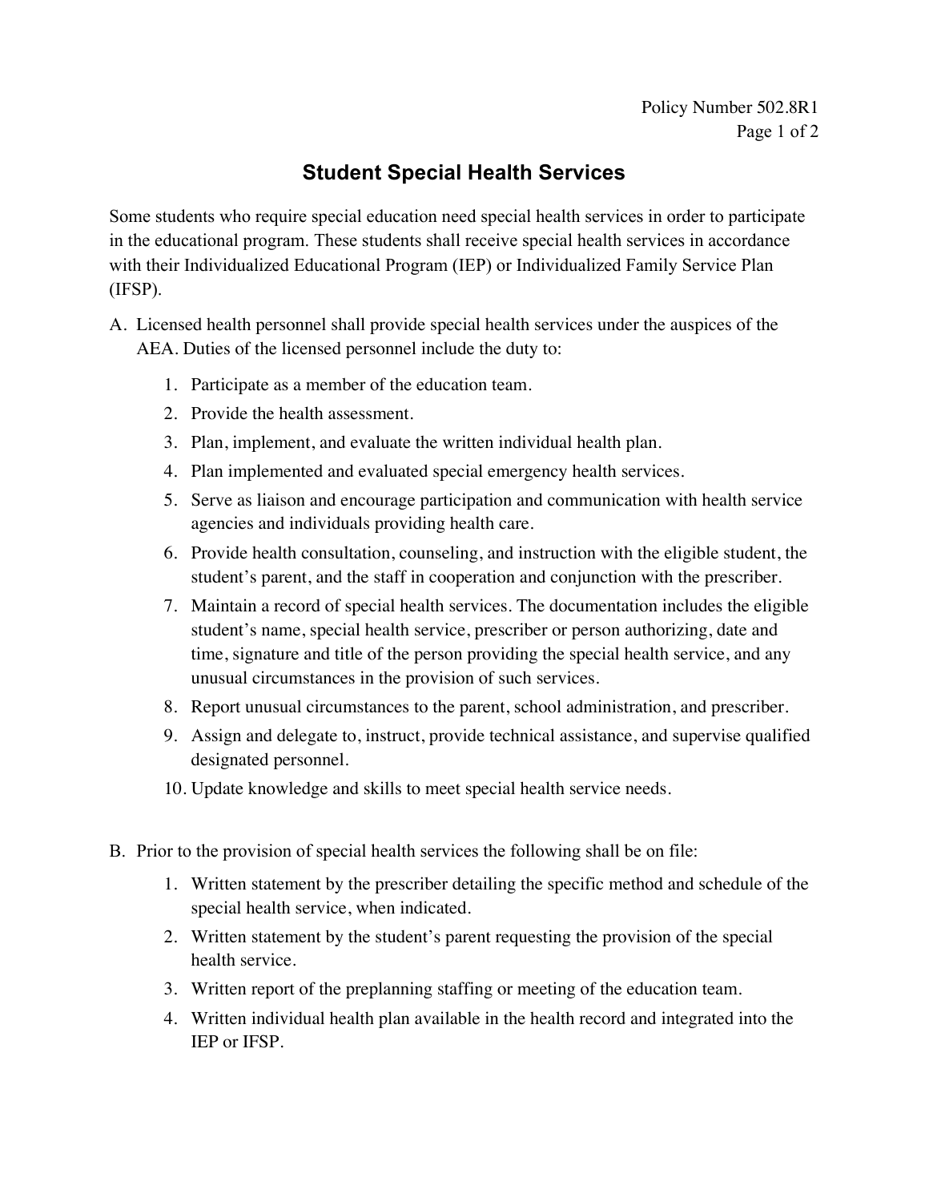Policy Number 502.8R1

# Student Special Health Services

Some students who require special education need special health services in order to participate in the educational program. These students shall receive special health services in accordance with their Individualized Educational Program (IEP) or Individualized Family Service Plan (IFSP).

A. Licensed health personnel shall provide special health services under the auspices of the AEA. Duties of the licensed personnel include the duty to:

   1. Participate as a member of the education team.
   2. Provide the health assessment.
   3. Plan, implement, and evaluate the written individual health plan.
   4. Plan implemented and evaluated special emergency health services.
   5. Serve as liaison and encourage participation and communication with health service agencies and individuals providing health care.
   6. Provide health consultation, counseling, and instruction with the eligible student, the student's parent, and the staff in cooperation and conjunction with the prescriber.
   7. Maintain a record of special health services. The documentation includes the eligible student's name, special health service, prescriber or person authorizing, date and time, signature and title of the person providing the special health service, and any unusual circumstances in the provision of such services.
   8. Report unusual circumstances to the parent, school administration, and prescriber.
   9. Assign and delegate to, instruct, provide technical assistance, and supervise qualified designated personnel.
   10. Update knowledge and skills to meet special health service needs.

B. Prior to the provision of special health services the following shall be on file:

   1. Written statement by the prescriber detailing the specific method and schedule of the special health service, when indicated.
   2. Written statement by the student's parent requesting the provision of the special health service.
   3. Written report of the preplanning staffing or meeting of the education team.
   4. Written individual health plan available in the health record and integrated into the IEP or IFSP.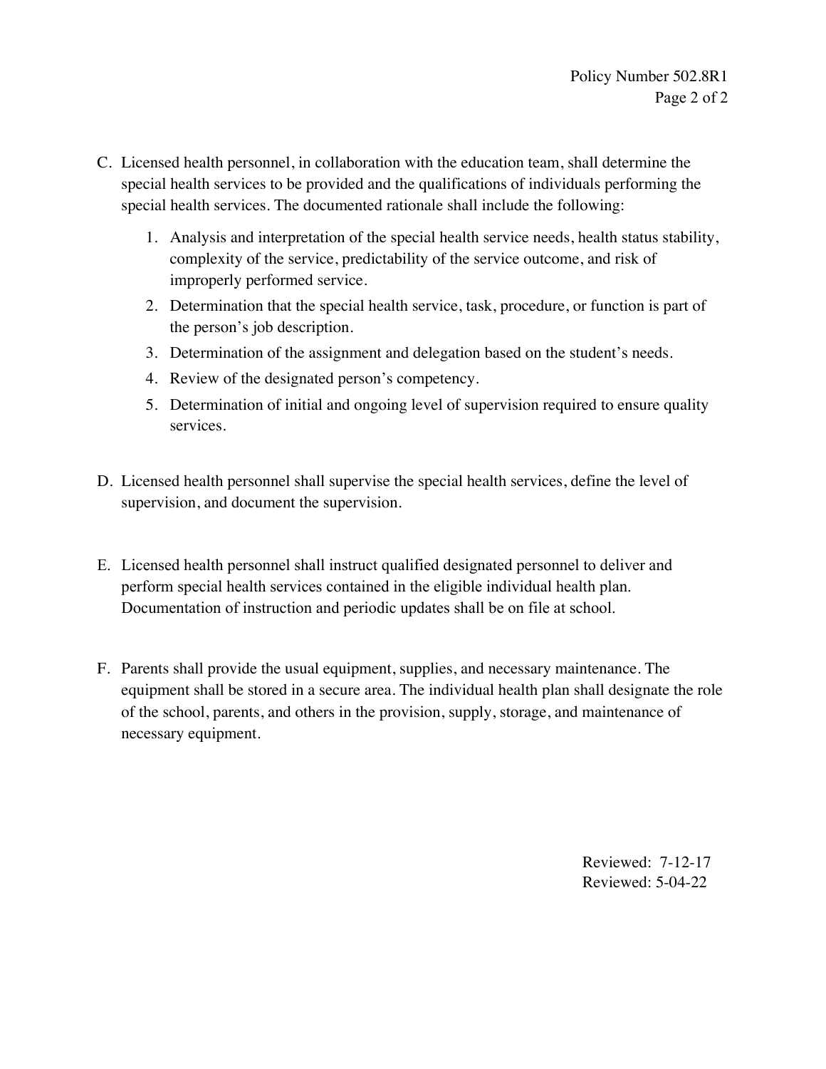C. Licensed health personnel, in collaboration with the education team, shall determine the special health services to be provided and the qualifications of individuals performing the special health services. The documented rationale shall include the following:

   1. Analysis and interpretation of the special health service needs, health status stability, complexity of the service, predictability of the service outcome, and risk of improperly performed service.
   2. Determination that the special health service, task, procedure, or function is part of the person's job description.
   3. Determination of the assignment and delegation based on the student's needs.
   4. Review of the designated person's competency.
   5. Determination of initial and ongoing level of supervision required to ensure quality services.

D. Licensed health personnel shall supervise the special health services, define the level of supervision, and document the supervision.

E. Licensed health personnel shall instruct qualified designated personnel to deliver and perform special health services contained in the eligible individual health plan. Documentation of instruction and periodic updates shall be on file at school.

F. Parents shall provide the usual equipment, supplies, and necessary maintenance. The equipment shall be stored in a secure area. The individual health plan shall designate the role of the school, parents, and others in the provision, supply, storage, and maintenance of necessary equipment.

Reviewed: 7-12-17
Reviewed: 5-04-22